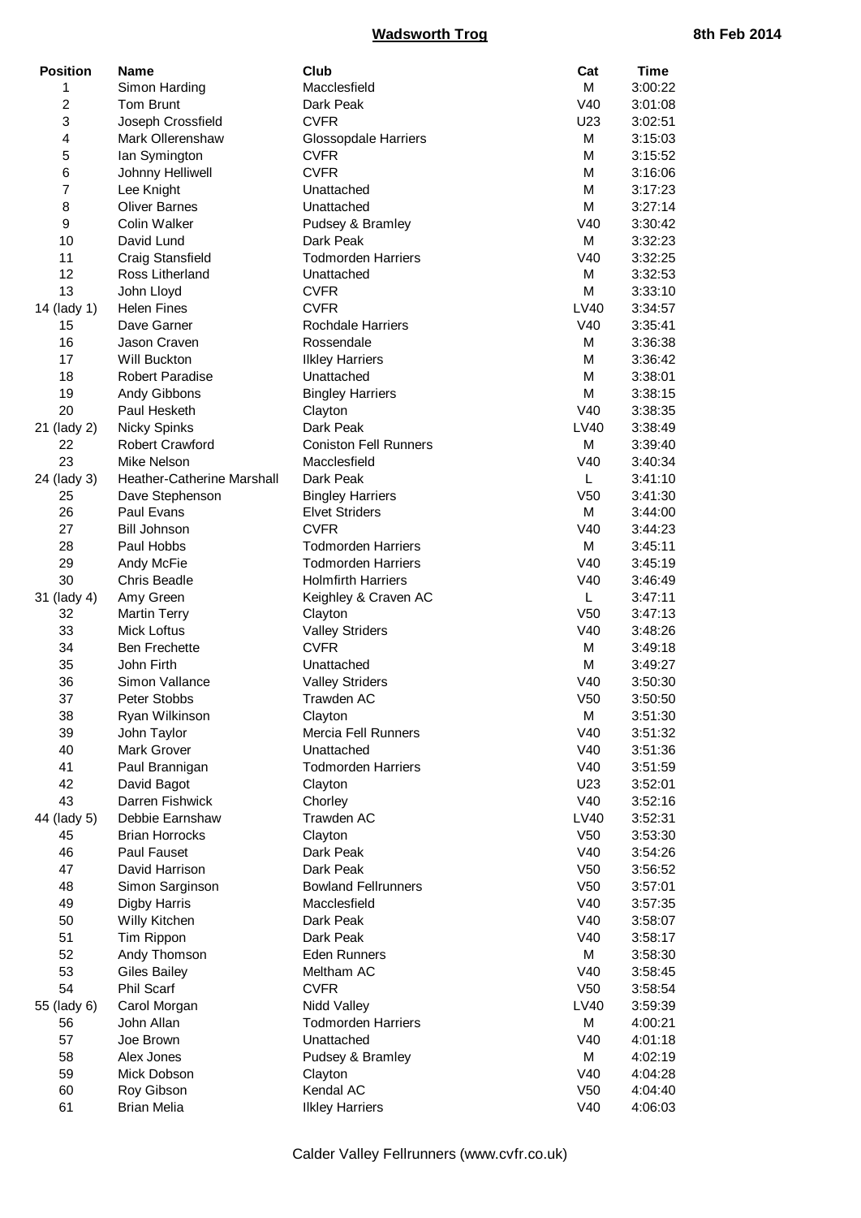# Wadsworth Trog

**8th Feb 2014**

| Position | Name | Club | Cat | Time |
|---|---|---|---|---|
| 1 | Simon Harding | Macclesfield | M | 3:00:22 |
| 2 | Tom Brunt | Dark Peak | V40 | 3:01:08 |
| 3 | Joseph Crossfield | CVFR | U23 | 3:02:51 |
| 4 | Mark Ollerenshaw | Glossopdale Harriers | M | 3:15:03 |
| 5 | Ian Symington | CVFR | M | 3:15:52 |
| 6 | Johnny Helliwell | CVFR | M | 3:16:06 |
| 7 | Lee Knight | Unattached | M | 3:17:23 |
| 8 | Oliver Barnes | Unattached | M | 3:27:14 |
| 9 | Colin Walker | Pudsey & Bramley | V40 | 3:30:42 |
| 10 | David Lund | Dark Peak | M | 3:32:23 |
| 11 | Craig Stansfield | Todmorden Harriers | V40 | 3:32:25 |
| 12 | Ross Litherland | Unattached | M | 3:32:53 |
| 13 | John Lloyd | CVFR | M | 3:33:10 |
| 14 (lady 1) | Helen Fines | CVFR | LV40 | 3:34:57 |
| 15 | Dave Garner | Rochdale Harriers | V40 | 3:35:41 |
| 16 | Jason Craven | Rossendale | M | 3:36:38 |
| 17 | Will Buckton | Ilkley Harriers | M | 3:36:42 |
| 18 | Robert Paradise | Unattached | M | 3:38:01 |
| 19 | Andy Gibbons | Bingley Harriers | M | 3:38:15 |
| 20 | Paul Hesketh | Clayton | V40 | 3:38:35 |
| 21 (lady 2) | Nicky Spinks | Dark Peak | LV40 | 3:38:49 |
| 22 | Robert Crawford | Coniston Fell Runners | M | 3:39:40 |
| 23 | Mike Nelson | Macclesfield | V40 | 3:40:34 |
| 24 (lady 3) | Heather-Catherine Marshall | Dark Peak | L | 3:41:10 |
| 25 | Dave Stephenson | Bingley Harriers | V50 | 3:41:30 |
| 26 | Paul Evans | Elvet Striders | M | 3:44:00 |
| 27 | Bill Johnson | CVFR | V40 | 3:44:23 |
| 28 | Paul Hobbs | Todmorden Harriers | M | 3:45:11 |
| 29 | Andy McFie | Todmorden Harriers | V40 | 3:45:19 |
| 30 | Chris Beadle | Holmfirth Harriers | V40 | 3:46:49 |
| 31 (lady 4) | Amy Green | Keighley & Craven AC | L | 3:47:11 |
| 32 | Martin Terry | Clayton | V50 | 3:47:13 |
| 33 | Mick Loftus | Valley Striders | V40 | 3:48:26 |
| 34 | Ben Frechette | CVFR | M | 3:49:18 |
| 35 | John Firth | Unattached | M | 3:49:27 |
| 36 | Simon Vallance | Valley Striders | V40 | 3:50:30 |
| 37 | Peter Stobbs | Trawden AC | V50 | 3:50:50 |
| 38 | Ryan Wilkinson | Clayton | M | 3:51:30 |
| 39 | John Taylor | Mercia Fell Runners | V40 | 3:51:32 |
| 40 | Mark Grover | Unattached | V40 | 3:51:36 |
| 41 | Paul Brannigan | Todmorden Harriers | V40 | 3:51:59 |
| 42 | David Bagot | Clayton | U23 | 3:52:01 |
| 43 | Darren Fishwick | Chorley | V40 | 3:52:16 |
| 44 (lady 5) | Debbie Earnshaw | Trawden AC | LV40 | 3:52:31 |
| 45 | Brian Horrocks | Clayton | V50 | 3:53:30 |
| 46 | Paul Fauset | Dark Peak | V40 | 3:54:26 |
| 47 | David Harrison | Dark Peak | V50 | 3:56:52 |
| 48 | Simon Sarginson | Bowland Fellrunners | V50 | 3:57:01 |
| 49 | Digby Harris | Macclesfield | V40 | 3:57:35 |
| 50 | Willy Kitchen | Dark Peak | V40 | 3:58:07 |
| 51 | Tim Rippon | Dark Peak | V40 | 3:58:17 |
| 52 | Andy Thomson | Eden Runners | M | 3:58:30 |
| 53 | Giles Bailey | Meltham AC | V40 | 3:58:45 |
| 54 | Phil Scarf | CVFR | V50 | 3:58:54 |
| 55 (lady 6) | Carol Morgan | Nidd Valley | LV40 | 3:59:39 |
| 56 | John Allan | Todmorden Harriers | M | 4:00:21 |
| 57 | Joe Brown | Unattached | V40 | 4:01:18 |
| 58 | Alex Jones | Pudsey & Bramley | M | 4:02:19 |
| 59 | Mick Dobson | Clayton | V40 | 4:04:28 |
| 60 | Roy Gibson | Kendal AC | V50 | 4:04:40 |
| 61 | Brian Melia | Ilkley Harriers | V40 | 4:06:03 |

Calder Valley Fellrunners (www.cvfr.co.uk)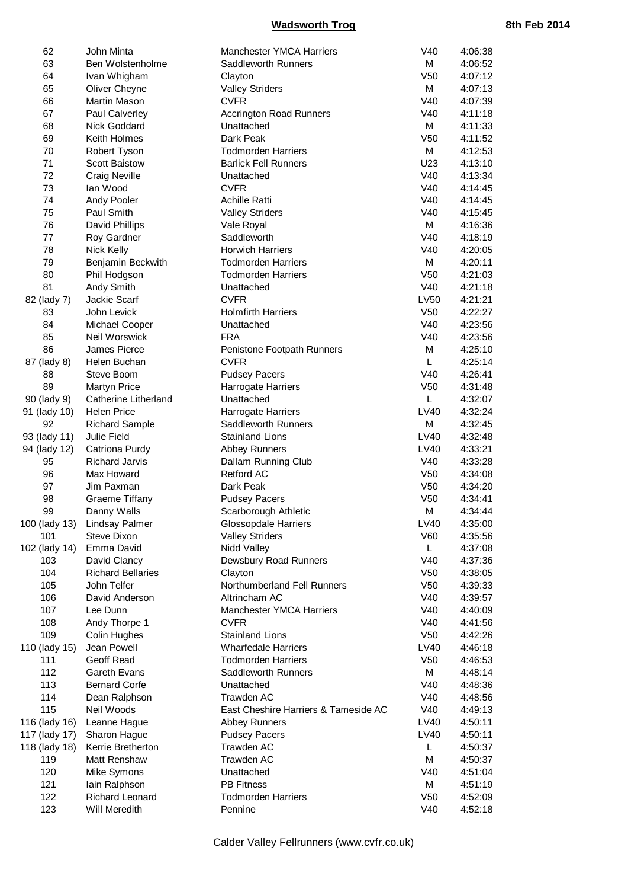| | | | | |
|---|---|---|---|---|
| 62 | John Minta | Manchester YMCA Harriers | V40 | 4:06:38 |
| 63 | Ben Wolstenholme | Saddleworth Runners | M | 4:06:52 |
| 64 | Ivan Whigham | Clayton | V50 | 4:07:12 |
| 65 | Oliver Cheyne | Valley Striders | M | 4:07:13 |
| 66 | Martin Mason | CVFR | V40 | 4:07:39 |
| 67 | Paul Calverley | Accrington Road Runners | V40 | 4:11:18 |
| 68 | Nick Goddard | Unattached | M | 4:11:33 |
| 69 | Keith Holmes | Dark Peak | V50 | 4:11:52 |
| 70 | Robert Tyson | Todmorden Harriers | M | 4:12:53 |
| 71 | Scott Baistow | Barlick Fell Runners | U23 | 4:13:10 |
| 72 | Craig Neville | Unattached | V40 | 4:13:34 |
| 73 | Ian Wood | CVFR | V40 | 4:14:45 |
| 74 | Andy Pooler | Achille Ratti | V40 | 4:14:45 |
| 75 | Paul Smith | Valley Striders | V40 | 4:15:45 |
| 76 | David Phillips | Vale Royal | M | 4:16:36 |
| 77 | Roy Gardner | Saddleworth | V40 | 4:18:19 |
| 78 | Nick Kelly | Horwich Harriers | V40 | 4:20:05 |
| 79 | Benjamin Beckwith | Todmorden Harriers | M | 4:20:11 |
| 80 | Phil Hodgson | Todmorden Harriers | V50 | 4:21:03 |
| 81 | Andy Smith | Unattached | V40 | 4:21:18 |
| 82 (lady 7) | Jackie Scarf | CVFR | LV50 | 4:21:21 |
| 83 | John Levick | Holmfirth Harriers | V50 | 4:22:27 |
| 84 | Michael Cooper | Unattached | V40 | 4:23:56 |
| 85 | Neil Worswick | FRA | V40 | 4:23:56 |
| 86 | James Pierce | Penistone Footpath Runners | M | 4:25:10 |
| 87 (lady 8) | Helen Buchan | CVFR | L | 4:25:14 |
| 88 | Steve Boom | Pudsey Pacers | V40 | 4:26:41 |
| 89 | Martyn Price | Harrogate Harriers | V50 | 4:31:48 |
| 90 (lady 9) | Catherine Litherland | Unattached | L | 4:32:07 |
| 91 (lady 10) | Helen Price | Harrogate Harriers | LV40 | 4:32:24 |
| 92 | Richard Sample | Saddleworth Runners | M | 4:32:45 |
| 93 (lady 11) | Julie Field | Stainland Lions | LV40 | 4:32:48 |
| 94 (lady 12) | Catriona Purdy | Abbey Runners | LV40 | 4:33:21 |
| 95 | Richard Jarvis | Dallam Running Club | V40 | 4:33:28 |
| 96 | Max Howard | Retford AC | V50 | 4:34:08 |
| 97 | Jim Paxman | Dark Peak | V50 | 4:34:20 |
| 98 | Graeme Tiffany | Pudsey Pacers | V50 | 4:34:41 |
| 99 | Danny Walls | Scarborough Athletic | M | 4:34:44 |
| 100 (lady 13) | Lindsay Palmer | Glossopdale Harriers | LV40 | 4:35:00 |
| 101 | Steve Dixon | Valley Striders | V60 | 4:35:56 |
| 102 (lady 14) | Emma David | Nidd Valley | L | 4:37:08 |
| 103 | David Clancy | Dewsbury Road Runners | V40 | 4:37:36 |
| 104 | Richard Bellaries | Clayton | V50 | 4:38:05 |
| 105 | John Telfer | Northumberland Fell Runners | V50 | 4:39:33 |
| 106 | David Anderson | Altrincham AC | V40 | 4:39:57 |
| 107 | Lee Dunn | Manchester YMCA Harriers | V40 | 4:40:09 |
| 108 | Andy Thorpe 1 | CVFR | V40 | 4:41:56 |
| 109 | Colin Hughes | Stainland Lions | V50 | 4:42:26 |
| 110 (lady 15) | Jean Powell | Wharfedale Harriers | LV40 | 4:46:18 |
| 111 | Geoff Read | Todmorden Harriers | V50 | 4:46:53 |
| 112 | Gareth Evans | Saddleworth Runners | M | 4:48:14 |
| 113 | Bernard Corfe | Unattached | V40 | 4:48:36 |
| 114 | Dean Ralphson | Trawden AC | V40 | 4:48:56 |
| 115 | Neil Woods | East Cheshire Harriers & Tameside AC | V40 | 4:49:13 |
| 116 (lady 16) | Leanne Hague | Abbey Runners | LV40 | 4:50:11 |
| 117 (lady 17) | Sharon Hague | Pudsey Pacers | LV40 | 4:50:11 |
| 118 (lady 18) | Kerrie Bretherton | Trawden AC | L | 4:50:37 |
| 119 | Matt Renshaw | Trawden AC | M | 4:50:37 |
| 120 | Mike Symons | Unattached | V40 | 4:51:04 |
| 121 | Iain Ralphson | PB Fitness | M | 4:51:19 |
| 122 | Richard Leonard | Todmorden Harriers | V50 | 4:52:09 |
| 123 | Will Meredith | Pennine | V40 | 4:52:18 |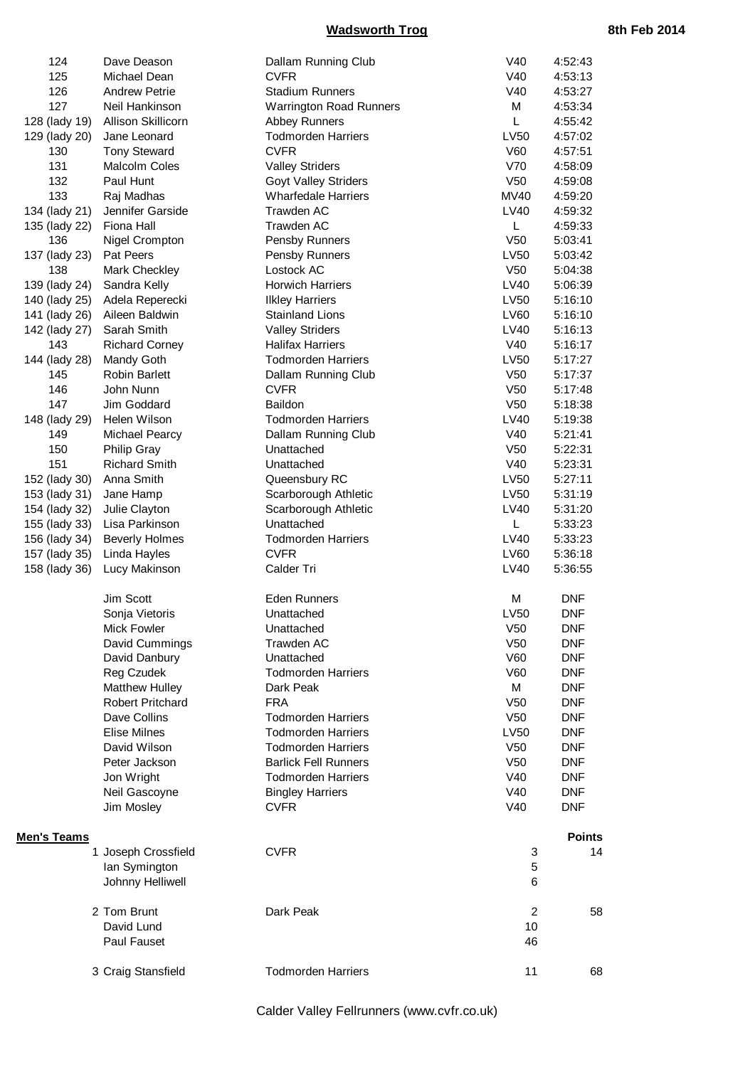| | | | | |
|---|---|---|---|---|
| 124 | Dave Deason | Dallam Running Club | V40 | 4:52:43 |
| 125 | Michael Dean | CVFR | V40 | 4:53:13 |
| 126 | Andrew Petrie | Stadium Runners | V40 | 4:53:27 |
| 127 | Neil Hankinson | Warrington Road Runners | M | 4:53:34 |
| 128 (lady 19) | Allison Skillicorn | Abbey Runners | L | 4:55:42 |
| 129 (lady 20) | Jane Leonard | Todmorden Harriers | LV50 | 4:57:02 |
| 130 | Tony Steward | CVFR | V60 | 4:57:51 |
| 131 | Malcolm Coles | Valley Striders | V70 | 4:58:09 |
| 132 | Paul Hunt | Goyt Valley Striders | V50 | 4:59:08 |
| 133 | Raj Madhas | Wharfedale Harriers | MV40 | 4:59:20 |
| 134 (lady 21) | Jennifer Garside | Trawden AC | LV40 | 4:59:32 |
| 135 (lady 22) | Fiona Hall | Trawden AC | L | 4:59:33 |
| 136 | Nigel Crompton | Pensby Runners | V50 | 5:03:41 |
| 137 (lady 23) | Pat Peers | Pensby Runners | LV50 | 5:03:42 |
| 138 | Mark Checkley | Lostock AC | V50 | 5:04:38 |
| 139 (lady 24) | Sandra Kelly | Horwich Harriers | LV40 | 5:06:39 |
| 140 (lady 25) | Adela Reperecki | Ilkley Harriers | LV50 | 5:16:10 |
| 141 (lady 26) | Aileen Baldwin | Stainland Lions | LV60 | 5:16:10 |
| 142 (lady 27) | Sarah Smith | Valley Striders | LV40 | 5:16:13 |
| 143 | Richard Corney | Halifax Harriers | V40 | 5:16:17 |
| 144 (lady 28) | Mandy Goth | Todmorden Harriers | LV50 | 5:17:27 |
| 145 | Robin Barlett | Dallam Running Club | V50 | 5:17:37 |
| 146 | John Nunn | CVFR | V50 | 5:17:48 |
| 147 | Jim Goddard | Baildon | V50 | 5:18:38 |
| 148 (lady 29) | Helen Wilson | Todmorden Harriers | LV40 | 5:19:38 |
| 149 | Michael Pearcy | Dallam Running Club | V40 | 5:21:41 |
| 150 | Philip Gray | Unattached | V50 | 5:22:31 |
| 151 | Richard Smith | Unattached | V40 | 5:23:31 |
| 152 (lady 30) | Anna Smith | Queensbury RC | LV50 | 5:27:11 |
| 153 (lady 31) | Jane Hamp | Scarborough Athletic | LV50 | 5:31:19 |
| 154 (lady 32) | Julie Clayton | Scarborough Athletic | LV40 | 5:31:20 |
| 155 (lady 33) | Lisa Parkinson | Unattached | L | 5:33:23 |
| 156 (lady 34) | Beverly Holmes | Todmorden Harriers | LV40 | 5:33:23 |
| 157 (lady 35) | Linda Hayles | CVFR | LV60 | 5:36:18 |
| 158 (lady 36) | Lucy Makinson | Calder Tri | LV40 | 5:36:55 |
| | Jim Scott | Eden Runners | M | DNF |
| | Sonja Vietoris | Unattached | LV50 | DNF |
| | Mick Fowler | Unattached | V50 | DNF |
| | David Cummings | Trawden AC | V50 | DNF |
| | David Danbury | Unattached | V60 | DNF |
| | Reg Czudek | Todmorden Harriers | V60 | DNF |
| | Matthew Hulley | Dark Peak | M | DNF |
| | Robert Pritchard | FRA | V50 | DNF |
| | Dave Collins | Todmorden Harriers | V50 | DNF |
| | Elise Milnes | Todmorden Harriers | LV50 | DNF |
| | David Wilson | Todmorden Harriers | V50 | DNF |
| | Peter Jackson | Barlick Fell Runners | V50 | DNF |
| | Jon Wright | Todmorden Harriers | V40 | DNF |
| | Neil Gascoyne | Bingley Harriers | V40 | DNF |
| | Jim Mosley | CVFR | V40 | DNF |

**Men's Teams**

| | | | | Points |
|---|---|---|---|---|
| 1 | Joseph Crossfield | CVFR | 3 | 14 |
| | Ian Symington | | 5 | |
| | Johnny Helliwell | | 6 | |
| 2 | Tom Brunt | Dark Peak | 2 | 58 |
| | David Lund | | 10 | |
| | Paul Fauset | | 46 | |
| 3 | Craig Stansfield | Todmorden Harriers | 11 | 68 |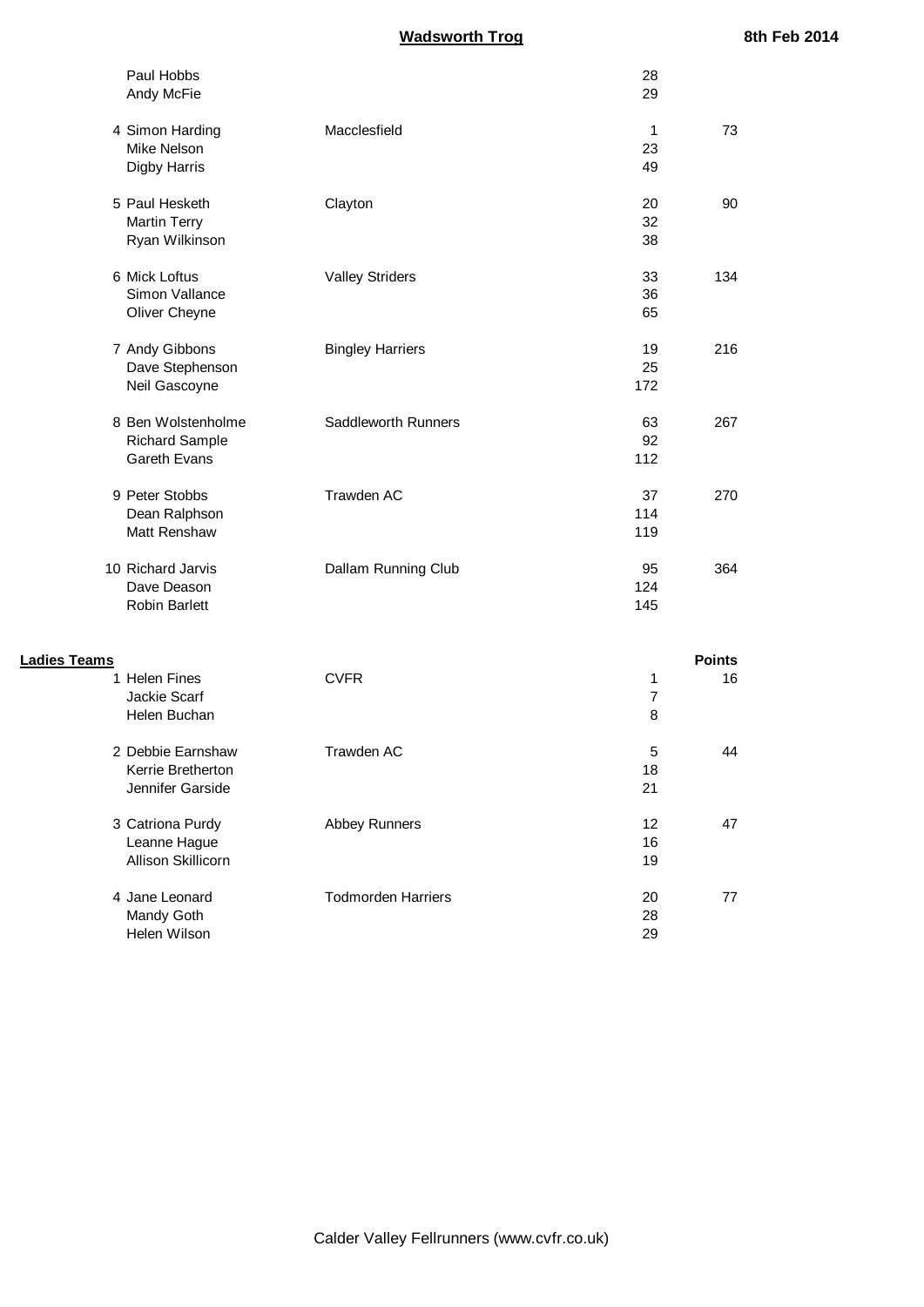| | | | | |
|---|---|---|---|---|
| | Paul Hobbs | | 28 | |
| | Andy McFie | | 29 | |
| 4 | Simon Harding | Macclesfield | 1 | 73 |
| | Mike Nelson | | 23 | |
| | Digby Harris | | 49 | |
| 5 | Paul Hesketh | Clayton | 20 | 90 |
| | Martin Terry | | 32 | |
| | Ryan Wilkinson | | 38 | |
| 6 | Mick Loftus | Valley Striders | 33 | 134 |
| | Simon Vallance | | 36 | |
| | Oliver Cheyne | | 65 | |
| 7 | Andy Gibbons | Bingley Harriers | 19 | 216 |
| | Dave Stephenson | | 25 | |
| | Neil Gascoyne | | 172 | |
| 8 | Ben Wolstenholme | Saddleworth Runners | 63 | 267 |
| | Richard Sample | | 92 | |
| | Gareth Evans | | 112 | |
| 9 | Peter Stobbs | Trawden AC | 37 | 270 |
| | Dean Ralphson | | 114 | |
| | Matt Renshaw | | 119 | |
| 10 | Richard Jarvis | Dallam Running Club | 95 | 364 |
| | Dave Deason | | 124 | |
| | Robin Barlett | | 145 | |

**Ladies Teams**

| | | | | Points |
|---|---|---|---|---|
| 1 | Helen Fines | CVFR | 1 | 16 |
| | Jackie Scarf | | 7 | |
| | Helen Buchan | | 8 | |
| 2 | Debbie Earnshaw | Trawden AC | 5 | 44 |
| | Kerrie Bretherton | | 18 | |
| | Jennifer Garside | | 21 | |
| 3 | Catriona Purdy | Abbey Runners | 12 | 47 |
| | Leanne Hague | | 16 | |
| | Allison Skillicorn | | 19 | |
| 4 | Jane Leonard | Todmorden Harriers | 20 | 77 |
| | Mandy Goth | | 28 | |
| | Helen Wilson | | 29 | |